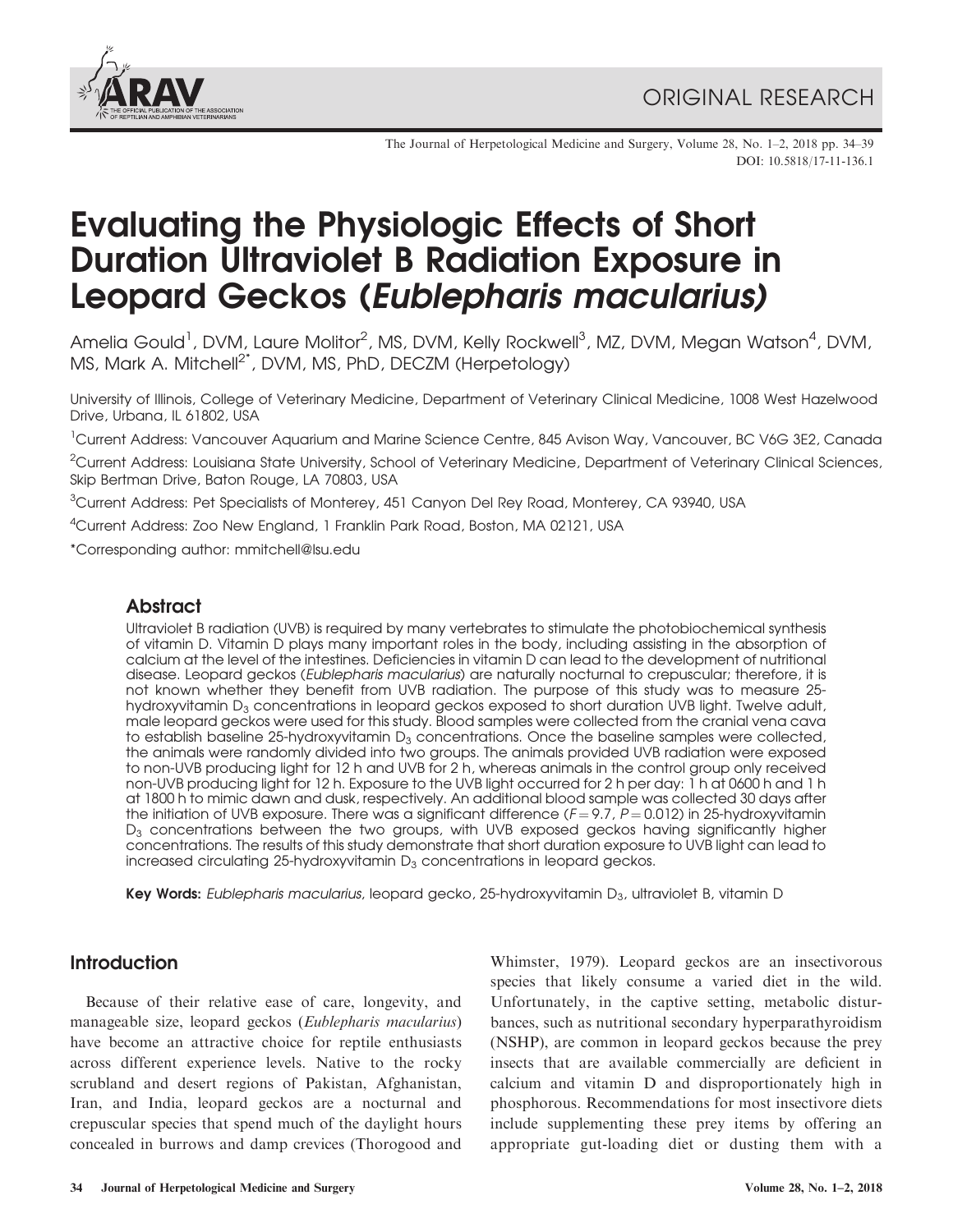ORIGINAL RESEARCH

DOI: 10.5818/17-11-136.1

# Evaluating the Physiologic Effects of Short Duration Ultraviolet B Radiation Exposure in Leopard Geckos (*Eublepharis macularius*)

Amelia Gould[1], DVM, Laure Molitor[2], MS, DVM, Kelly Rockwell[3], MZ, DVM, Megan Watson[4], DVM, MS, Mark A. Mitchell[2*], DVM, MS, PhD, DECZM (Herpetology)

University of Illinois, College of Veterinary Medicine, Department of Veterinary Clinical Medicine, 1008 West Hazelwood Drive, Urbana, IL 61802, USA

[1]Current Address: Vancouver Aquarium and Marine Science Centre, 845 Avison Way, Vancouver, BC V6G 3E2, Canada

[2]Current Address: Louisiana State University, School of Veterinary Medicine, Department of Veterinary Clinical Sciences, Skip Bertman Drive, Baton Rouge, LA 70803, USA

[3]Current Address: Pet Specialists of Monterey, 451 Canyon Del Rey Road, Monterey, CA 93940, USA

[4]Current Address: Zoo New England, 1 Franklin Park Road, Boston, MA 02121, USA

*Corresponding author: mmitchell@lsu.edu

## Abstract

Ultraviolet B radiation (UVB) is required by many vertebrates to stimulate the photobiochemical synthesis of vitamin D. Vitamin D plays many important roles in the body, including assisting in the absorption of calcium at the level of the intestines. Deficiencies in vitamin D can lead to the development of nutritional disease. Leopard geckos (*Eublepharis macularius*) are naturally nocturnal to crepuscular; therefore, it is not known whether they benefit from UVB radiation. The purpose of this study was to measure 25-hydroxyvitamin $D_3$ concentrations in leopard geckos exposed to short duration UVB light. Twelve adult, male leopard geckos were used for this study. Blood samples were collected from the cranial vena cava to establish baseline 25-hydroxyvitamin $D_3$ concentrations. Once the baseline samples were collected, the animals were randomly divided into two groups. The animals provided UVB radiation were exposed to non-UVB producing light for 12 h and UVB for 2 h, whereas animals in the control group only received non-UVB producing light for 12 h. Exposure to the UVB light occurred for 2 h per day: 1 h at 0600 h and 1 h at 1800 h to mimic dawn and dusk, respectively. An additional blood sample was collected 30 days after the initiation of UVB exposure. There was a significant difference ($F = 9.7$, $P = 0.012$) in 25-hydroxyvitamin $D_3$ concentrations between the two groups, with UVB exposed geckos having significantly higher concentrations. The results of this study demonstrate that short duration exposure to UVB light can lead to increased circulating 25-hydroxyvitamin $D_3$ concentrations in leopard geckos.

**Key Words:** *Eublepharis macularius*, leopard gecko, 25-hydroxyvitamin $D_3$, ultraviolet B, vitamin D

## Introduction

Because of their relative ease of care, longevity, and manageable size, leopard geckos (*Eublepharis macularius*) have become an attractive choice for reptile enthusiasts across different experience levels. Native to the rocky scrubland and desert regions of Pakistan, Afghanistan, Iran, and India, leopard geckos are a nocturnal and crepuscular species that spend much of the daylight hours concealed in burrows and damp crevices (Thorogood and Whimster, 1979). Leopard geckos are an insectivorous species that likely consume a varied diet in the wild. Unfortunately, in the captive setting, metabolic disturbances, such as nutritional secondary hyperparathyroidism (NSHP), are common in leopard geckos because the prey insects that are available commercially are deficient in calcium and vitamin D and disproportionately high in phosphorous. Recommendations for most insectivore diets include supplementing these prey items by offering an appropriate gut-loading diet or dusting them with a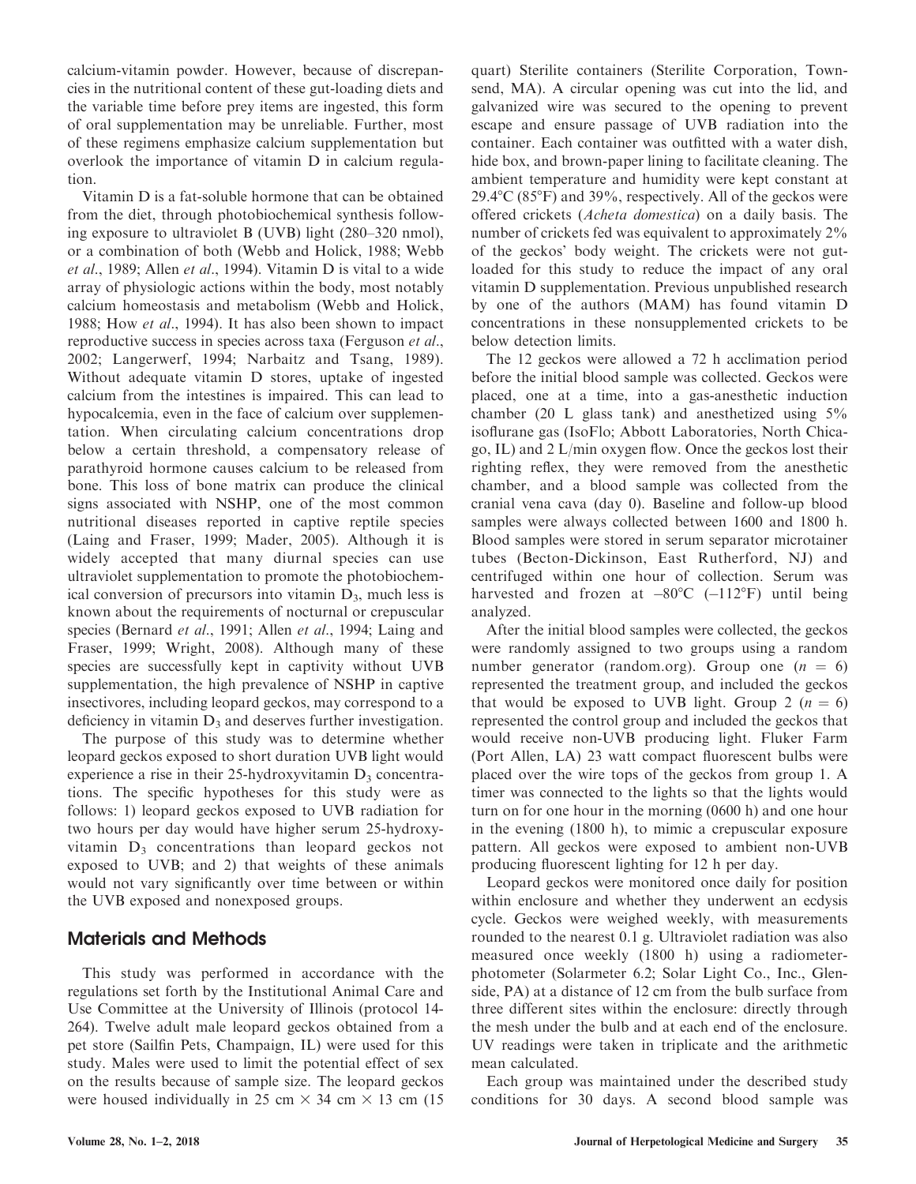calcium-vitamin powder. However, because of discrepancies in the nutritional content of these gut-loading diets and the variable time before prey items are ingested, this form of oral supplementation may be unreliable. Further, most of these regimens emphasize calcium supplementation but overlook the importance of vitamin D in calcium regulation.

Vitamin D is a fat-soluble hormone that can be obtained from the diet, through photobiochemical synthesis following exposure to ultraviolet B (UVB) light (280–320 nmol), or a combination of both (Webb and Holick, 1988; Webb *et al*., 1989; Allen *et al*., 1994). Vitamin D is vital to a wide array of physiologic actions within the body, most notably calcium homeostasis and metabolism (Webb and Holick, 1988; How *et al*., 1994). It has also been shown to impact reproductive success in species across taxa (Ferguson *et al*., 2002; Langerwerf, 1994; Narbaitz and Tsang, 1989). Without adequate vitamin D stores, uptake of ingested calcium from the intestines is impaired. This can lead to hypocalcemia, even in the face of calcium over supplementation. When circulating calcium concentrations drop below a certain threshold, a compensatory release of parathyroid hormone causes calcium to be released from bone. This loss of bone matrix can produce the clinical signs associated with NSHP, one of the most common nutritional diseases reported in captive reptile species (Laing and Fraser, 1999; Mader, 2005). Although it is widely accepted that many diurnal species can use ultraviolet supplementation to promote the photobiochemical conversion of precursors into vitamin $D_3$, much less is known about the requirements of nocturnal or crepuscular species (Bernard *et al*., 1991; Allen *et al*., 1994; Laing and Fraser, 1999; Wright, 2008). Although many of these species are successfully kept in captivity without UVB supplementation, the high prevalence of NSHP in captive insectivores, including leopard geckos, may correspond to a deficiency in vitamin $D_3$ and deserves further investigation.

The purpose of this study was to determine whether leopard geckos exposed to short duration UVB light would experience a rise in their 25-hydroxyvitamin $D_3$ concentrations. The specific hypotheses for this study were as follows: 1) leopard geckos exposed to UVB radiation for two hours per day would have higher serum 25-hydroxyvitamin $D_3$ concentrations than leopard geckos not exposed to UVB; and 2) that weights of these animals would not vary significantly over time between or within the UVB exposed and nonexposed groups.

## Materials and Methods

This study was performed in accordance with the regulations set forth by the Institutional Animal Care and Use Committee at the University of Illinois (protocol 14-264). Twelve adult male leopard geckos obtained from a pet store (Sailfin Pets, Champaign, IL) were used for this study. Males were used to limit the potential effect of sex on the results because of sample size. The leopard geckos were housed individually in 25 cm × 34 cm × 13 cm (15 quart) Sterilite containers (Sterilite Corporation, Townsend, MA). A circular opening was cut into the lid, and galvanized wire was secured to the opening to prevent escape and ensure passage of UVB radiation into the container. Each container was outfitted with a water dish, hide box, and brown-paper lining to facilitate cleaning. The ambient temperature and humidity were kept constant at 29.4°C (85°F) and 39%, respectively. All of the geckos were offered crickets (*Acheta domestica*) on a daily basis. The number of crickets fed was equivalent to approximately 2% of the geckos' body weight. The crickets were not gut-loaded for this study to reduce the impact of any oral vitamin D supplementation. Previous unpublished research by one of the authors (MAM) has found vitamin D concentrations in these nonsupplemented crickets to be below detection limits.

The 12 geckos were allowed a 72 h acclimation period before the initial blood sample was collected. Geckos were placed, one at a time, into a gas-anesthetic induction chamber (20 L glass tank) and anesthetized using 5% isoflurane gas (IsoFlo; Abbott Laboratories, North Chicago, IL) and 2 L/min oxygen flow. Once the geckos lost their righting reflex, they were removed from the anesthetic chamber, and a blood sample was collected from the cranial vena cava (day 0). Baseline and follow-up blood samples were always collected between 1600 and 1800 h. Blood samples were stored in serum separator microtainer tubes (Becton-Dickinson, East Rutherford, NJ) and centrifuged within one hour of collection. Serum was harvested and frozen at –80°C (–112°F) until being analyzed.

After the initial blood samples were collected, the geckos were randomly assigned to two groups using a random number generator (random.org). Group one ($n = 6$) represented the treatment group, and included the geckos that would be exposed to UVB light. Group 2 ($n = 6$) represented the control group and included the geckos that would receive non-UVB producing light. Fluker Farm (Port Allen, LA) 23 watt compact fluorescent bulbs were placed over the wire tops of the geckos from group 1. A timer was connected to the lights so that the lights would turn on for one hour in the morning (0600 h) and one hour in the evening (1800 h), to mimic a crepuscular exposure pattern. All geckos were exposed to ambient non-UVB producing fluorescent lighting for 12 h per day.

Leopard geckos were monitored once daily for position within enclosure and whether they underwent an ecdysis cycle. Geckos were weighed weekly, with measurements rounded to the nearest 0.1 g. Ultraviolet radiation was also measured once weekly (1800 h) using a radiometer-photometer (Solarmeter 6.2; Solar Light Co., Inc., Glenside, PA) at a distance of 12 cm from the bulb surface from three different sites within the enclosure: directly through the mesh under the bulb and at each end of the enclosure. UV readings were taken in triplicate and the arithmetic mean calculated.

Each group was maintained under the described study conditions for 30 days. A second blood sample was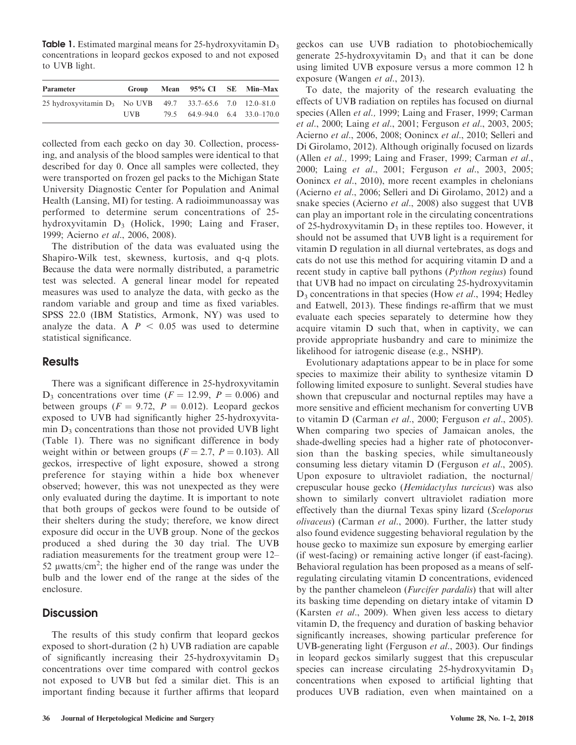**Table 1.** Estimated marginal means for 25-hydroxyvitamin $D_3$ concentrations in leopard geckos exposed to and not exposed to UVB light.

| Parameter | Group | Mean | 95% CI | SE | Min–Max |
|---|---|---|---|---|---|
| 25 hydroxyvitamin $D_3$ | No UVB | 49.7 | 33.7–65.6 | 7.0 | 12.0–81.0 |
| | UVB | 79.5 | 64.9–94.0 | 6.4 | 33.0–170.0 |

collected from each gecko on day 30. Collection, processing, and analysis of the blood samples were identical to that described for day 0. Once all samples were collected, they were transported on frozen gel packs to the Michigan State University Diagnostic Center for Population and Animal Health (Lansing, MI) for testing. A radioimmunoassay was performed to determine serum concentrations of 25-hydroxyvitamin $D_3$ (Holick, 1990; Laing and Fraser, 1999; Acierno *et al*., 2006, 2008).

The distribution of the data was evaluated using the Shapiro-Wilk test, skewness, kurtosis, and q-q plots. Because the data were normally distributed, a parametric test was selected. A general linear model for repeated measures was used to analyze the data, with gecko as the random variable and group and time as fixed variables. SPSS 22.0 (IBM Statistics, Armonk, NY) was used to analyze the data. A $P < 0.05$ was used to determine statistical significance.

## Results

There was a significant difference in 25-hydroxyvitamin $D_3$ concentrations over time ($F = 12.99$, $P = 0.006$) and between groups ($F = 9.72$, $P = 0.012$). Leopard geckos exposed to UVB had significantly higher 25-hydroxyvitamin $D_3$ concentrations than those not provided UVB light (Table 1). There was no significant difference in body weight within or between groups ($F = 2.7$, $P = 0.103$). All geckos, irrespective of light exposure, showed a strong preference for staying within a hide box whenever observed; however, this was not unexpected as they were only evaluated during the daytime. It is important to note that both groups of geckos were found to be outside of their shelters during the study; therefore, we know direct exposure did occur in the UVB group. None of the geckos produced a shed during the 30 day trial. The UVB radiation measurements for the treatment group were 12–52 μwatts/cm$^2$; the higher end of the range was under the bulb and the lower end of the range at the sides of the enclosure.

## Discussion

The results of this study confirm that leopard geckos exposed to short-duration (2 h) UVB radiation are capable of significantly increasing their 25-hydroxyvitamin $D_3$ concentrations over time compared with control geckos not exposed to UVB but fed a similar diet. This is an important finding because it further affirms that leopard geckos can use UVB radiation to photobiochemically generate 25-hydroxyvitamin $D_3$ and that it can be done using limited UVB exposure versus a more common 12 h exposure (Wangen *et al*., 2013).

To date, the majority of the research evaluating the effects of UVB radiation on reptiles has focused on diurnal species (Allen *et al.,* 1999; Laing and Fraser, 1999; Carman *et al*., 2000; Laing *et al*., 2001; Ferguson *et al*., 2003, 2005; Acierno *et al*., 2006, 2008; Oonincx *et al*., 2010; Selleri and Di Girolamo, 2012). Although originally focused on lizards (Allen *et al.,* 1999; Laing and Fraser, 1999; Carman *et al*., 2000; Laing *et al*., 2001; Ferguson *et al*., 2003, 2005; Oonincx *et al*., 2010), more recent examples in chelonians (Acierno *et al*., 2006; Selleri and Di Girolamo, 2012) and a snake species (Acierno *et al*., 2008) also suggest that UVB can play an important role in the circulating concentrations of 25-hydroxyvitamin $D_3$ in these reptiles too. However, it should not be assumed that UVB light is a requirement for vitamin D regulation in all diurnal vertebrates, as dogs and cats do not use this method for acquiring vitamin D and a recent study in captive ball pythons (*Python regius*) found that UVB had no impact on circulating 25-hydroxyvitamin $D_3$ concentrations in that species (How *et al*., 1994; Hedley and Eatwell, 2013). These findings re-affirm that we must evaluate each species separately to determine how they acquire vitamin D such that, when in captivity, we can provide appropriate husbandry and care to minimize the likelihood for iatrogenic disease (e.g., NSHP).

Evolutionary adaptations appear to be in place for some species to maximize their ability to synthesize vitamin D following limited exposure to sunlight. Several studies have shown that crepuscular and nocturnal reptiles may have a more sensitive and efficient mechanism for converting UVB to vitamin D (Carman *et al*., 2000; Ferguson *et al*., 2005). When comparing two species of Jamaican anoles, the shade-dwelling species had a higher rate of photoconversion than the basking species, while simultaneously consuming less dietary vitamin D (Ferguson *et al*., 2005). Upon exposure to ultraviolet radiation, the nocturnal/crepuscular house gecko (*Hemidactylus turcicus*) was also shown to similarly convert ultraviolet radiation more effectively than the diurnal Texas spiny lizard (*Sceloporus olivaceus*) (Carman *et al*., 2000). Further, the latter study also found evidence suggesting behavioral regulation by the house gecko to maximize sun exposure by emerging earlier (if west-facing) or remaining active longer (if east-facing). Behavioral regulation has been proposed as a means of self-regulating circulating vitamin D concentrations, evidenced by the panther chameleon (*Furcifer pardalis*) that will alter its basking time depending on dietary intake of vitamin D (Karsten *et al*., 2009). When given less access to dietary vitamin D, the frequency and duration of basking behavior significantly increases, showing particular preference for UVB-generating light (Ferguson *et al*., 2003). Our findings in leopard geckos similarly suggest that this crepuscular species can increase circulating 25-hydroxyvitamin $D_3$ concentrations when exposed to artificial lighting that produces UVB radiation, even when maintained on a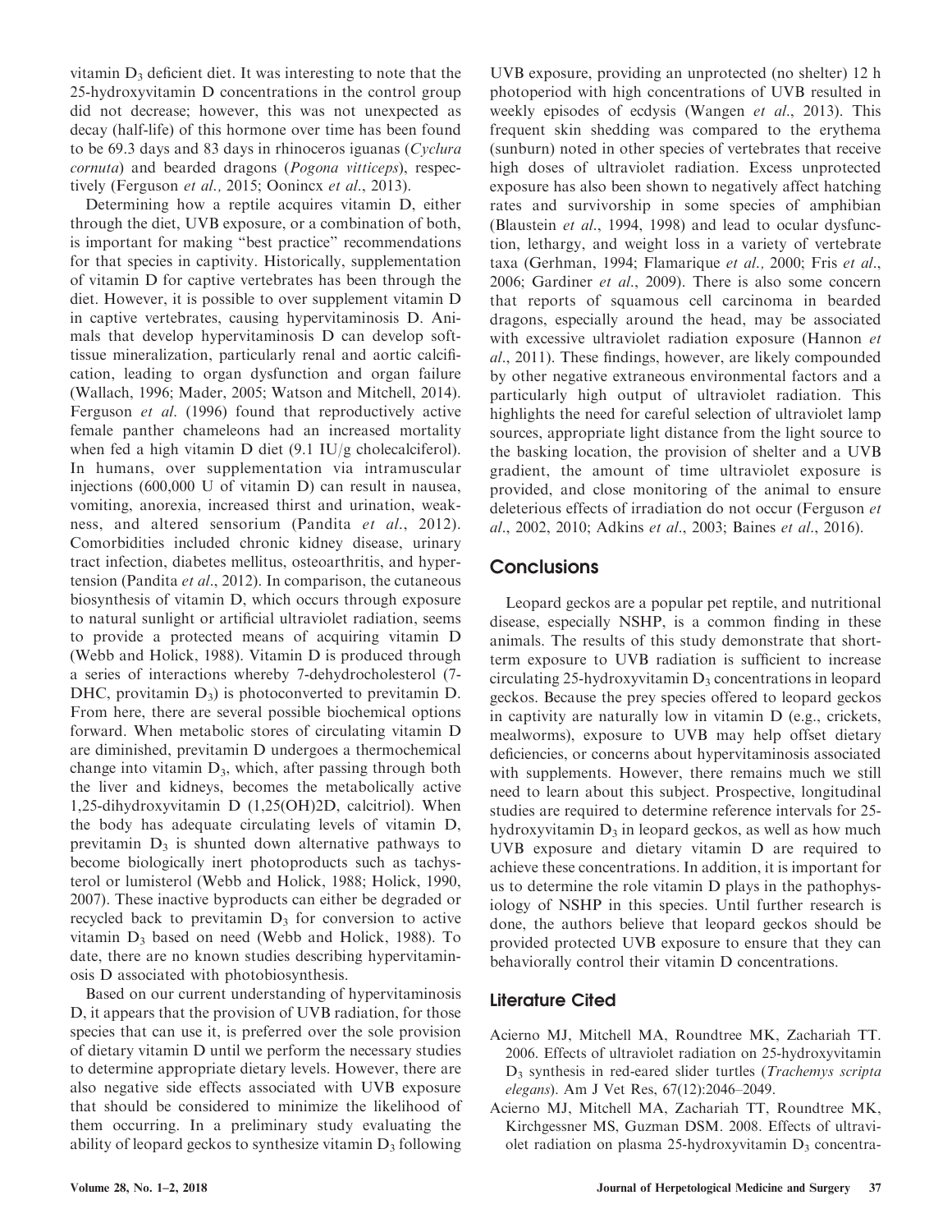vitamin $D_3$ deficient diet. It was interesting to note that the 25-hydroxyvitamin D concentrations in the control group did not decrease; however, this was not unexpected as decay (half-life) of this hormone over time has been found to be 69.3 days and 83 days in rhinoceros iguanas (*Cyclura cornuta*) and bearded dragons (*Pogona vitticeps*), respectively (Ferguson *et al.,* 2015; Oonincx *et al.*, 2013).

Determining how a reptile acquires vitamin D, either through the diet, UVB exposure, or a combination of both, is important for making "best practice" recommendations for that species in captivity. Historically, supplementation of vitamin D for captive vertebrates has been through the diet. However, it is possible to over supplement vitamin D in captive vertebrates, causing hypervitaminosis D. Animals that develop hypervitaminosis D can develop soft-tissue mineralization, particularly renal and aortic calcification, leading to organ dysfunction and organ failure (Wallach, 1996; Mader, 2005; Watson and Mitchell, 2014). Ferguson *et al.* (1996) found that reproductively active female panther chameleons had an increased mortality when fed a high vitamin D diet (9.1 IU/g cholecalciferol). In humans, over supplementation via intramuscular injections (600,000 U of vitamin D) can result in nausea, vomiting, anorexia, increased thirst and urination, weakness, and altered sensorium (Pandita *et al.*, 2012). Comorbidities included chronic kidney disease, urinary tract infection, diabetes mellitus, osteoarthritis, and hypertension (Pandita *et al.*, 2012). In comparison, the cutaneous biosynthesis of vitamin D, which occurs through exposure to natural sunlight or artificial ultraviolet radiation, seems to provide a protected means of acquiring vitamin D (Webb and Holick, 1988). Vitamin D is produced through a series of interactions whereby 7-dehydrocholesterol (7-DHC, provitamin $D_3$) is photoconverted to previtamin D. From here, there are several possible biochemical options forward. When metabolic stores of circulating vitamin D are diminished, previtamin D undergoes a thermochemical change into vitamin $D_3$, which, after passing through both the liver and kidneys, becomes the metabolically active 1,25-dihydroxyvitamin D (1,25(OH)2D, calcitriol). When the body has adequate circulating levels of vitamin D, previtamin $D_3$ is shunted down alternative pathways to become biologically inert photoproducts such as tachysterol or lumisterol (Webb and Holick, 1988; Holick, 1990, 2007). These inactive byproducts can either be degraded or recycled back to previtamin $D_3$ for conversion to active vitamin $D_3$ based on need (Webb and Holick, 1988). To date, there are no known studies describing hypervitaminosis D associated with photobiosynthesis.

Based on our current understanding of hypervitaminosis D, it appears that the provision of UVB radiation, for those species that can use it, is preferred over the sole provision of dietary vitamin D until we perform the necessary studies to determine appropriate dietary levels. However, there are also negative side effects associated with UVB exposure that should be considered to minimize the likelihood of them occurring. In a preliminary study evaluating the ability of leopard geckos to synthesize vitamin $D_3$ following UVB exposure, providing an unprotected (no shelter) 12 h photoperiod with high concentrations of UVB resulted in weekly episodes of ecdysis (Wangen *et al.*, 2013). This frequent skin shedding was compared to the erythema (sunburn) noted in other species of vertebrates that receive high doses of ultraviolet radiation. Excess unprotected exposure has also been shown to negatively affect hatching rates and survivorship in some species of amphibian (Blaustein *et al.*, 1994, 1998) and lead to ocular dysfunction, lethargy, and weight loss in a variety of vertebrate taxa (Gerhman, 1994; Flamarique *et al.,* 2000; Fris *et al.*, 2006; Gardiner *et al.*, 2009). There is also some concern that reports of squamous cell carcinoma in bearded dragons, especially around the head, may be associated with excessive ultraviolet radiation exposure (Hannon *et al.*, 2011). These findings, however, are likely compounded by other negative extraneous environmental factors and a particularly high output of ultraviolet radiation. This highlights the need for careful selection of ultraviolet lamp sources, appropriate light distance from the light source to the basking location, the provision of shelter and a UVB gradient, the amount of time ultraviolet exposure is provided, and close monitoring of the animal to ensure deleterious effects of irradiation do not occur (Ferguson *et al.*, 2002, 2010; Adkins *et al.*, 2003; Baines *et al.*, 2016).

## Conclusions

Leopard geckos are a popular pet reptile, and nutritional disease, especially NSHP, is a common finding in these animals. The results of this study demonstrate that short-term exposure to UVB radiation is sufficient to increase circulating 25-hydroxyvitamin $D_3$ concentrations in leopard geckos. Because the prey species offered to leopard geckos in captivity are naturally low in vitamin D (e.g., crickets, mealworms), exposure to UVB may help offset dietary deficiencies, or concerns about hypervitaminosis associated with supplements. However, there remains much we still need to learn about this subject. Prospective, longitudinal studies are required to determine reference intervals for 25-hydroxyvitamin $D_3$ in leopard geckos, as well as how much UVB exposure and dietary vitamin D are required to achieve these concentrations. In addition, it is important for us to determine the role vitamin D plays in the pathophysiology of NSHP in this species. Until further research is done, the authors believe that leopard geckos should be provided protected UVB exposure to ensure that they can behaviorally control their vitamin D concentrations.

## Literature Cited

Acierno MJ, Mitchell MA, Roundtree MK, Zachariah TT. 2006. Effects of ultraviolet radiation on 25-hydroxyvitamin $D_3$ synthesis in red-eared slider turtles (*Trachemys scripta elegans*). Am J Vet Res, 67(12):2046–2049.

Acierno MJ, Mitchell MA, Zachariah TT, Roundtree MK, Kirchgessner MS, Guzman DSM. 2008. Effects of ultraviolet radiation on plasma 25-hydroxyvitamin $D_3$ concentra-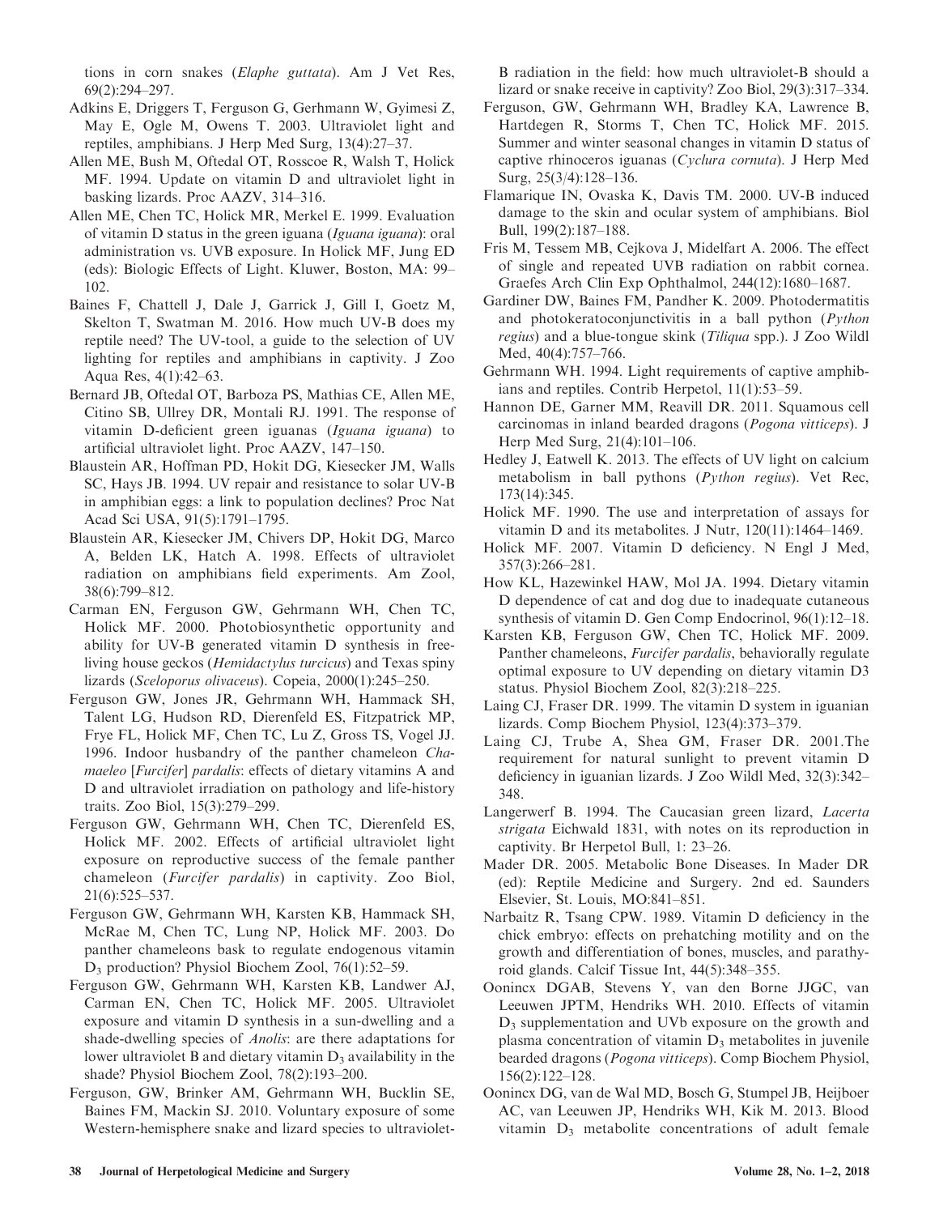tions in corn snakes (*Elaphe guttata*). Am J Vet Res, 69(2):294–297.

Adkins E, Driggers T, Ferguson G, Gerhmann W, Gyimesi Z, May E, Ogle M, Owens T. 2003. Ultraviolet light and reptiles, amphibians. J Herp Med Surg, 13(4):27–37.

Allen ME, Bush M, Oftedal OT, Rosscoe R, Walsh T, Holick MF. 1994. Update on vitamin D and ultraviolet light in basking lizards. Proc AAZV, 314–316.

Allen ME, Chen TC, Holick MR, Merkel E. 1999. Evaluation of vitamin D status in the green iguana (*Iguana iguana*): oral administration vs. UVB exposure. In Holick MF, Jung ED (eds): Biologic Effects of Light. Kluwer, Boston, MA: 99–102.

Baines F, Chattell J, Dale J, Garrick J, Gill I, Goetz M, Skelton T, Swatman M. 2016. How much UV-B does my reptile need? The UV-tool, a guide to the selection of UV lighting for reptiles and amphibians in captivity. J Zoo Aqua Res, 4(1):42–63.

Bernard JB, Oftedal OT, Barboza PS, Mathias CE, Allen ME, Citino SB, Ullrey DR, Montali RJ. 1991. The response of vitamin D-deficient green iguanas (*Iguana iguana*) to artificial ultraviolet light. Proc AAZV, 147–150.

Blaustein AR, Hoffman PD, Hokit DG, Kiesecker JM, Walls SC, Hays JB. 1994. UV repair and resistance to solar UV-B in amphibian eggs: a link to population declines? Proc Nat Acad Sci USA, 91(5):1791–1795.

Blaustein AR, Kiesecker JM, Chivers DP, Hokit DG, Marco A, Belden LK, Hatch A. 1998. Effects of ultraviolet radiation on amphibians field experiments. Am Zool, 38(6):799–812.

Carman EN, Ferguson GW, Gehrmann WH, Chen TC, Holick MF. 2000. Photobiosynthetic opportunity and ability for UV-B generated vitamin D synthesis in free-living house geckos (*Hemidactylus turcicus*) and Texas spiny lizards (*Sceloporus olivaceus*). Copeia, 2000(1):245–250.

Ferguson GW, Jones JR, Gehrmann WH, Hammack SH, Talent LG, Hudson RD, Dierenfeld ES, Fitzpatrick MP, Frye FL, Holick MF, Chen TC, Lu Z, Gross TS, Vogel JJ. 1996. Indoor husbandry of the panther chameleon *Chamaeleo* [*Furcifer*] *pardalis*: effects of dietary vitamins A and D and ultraviolet irradiation on pathology and life-history traits. Zoo Biol, 15(3):279–299.

Ferguson GW, Gehrmann WH, Chen TC, Dierenfeld ES, Holick MF. 2002. Effects of artificial ultraviolet light exposure on reproductive success of the female panther chameleon (*Furcifer pardalis*) in captivity. Zoo Biol, 21(6):525–537.

Ferguson GW, Gehrmann WH, Karsten KB, Hammack SH, McRae M, Chen TC, Lung NP, Holick MF. 2003. Do panther chameleons bask to regulate endogenous vitamin $D_3$ production? Physiol Biochem Zool, 76(1):52–59.

Ferguson GW, Gehrmann WH, Karsten KB, Landwer AJ, Carman EN, Chen TC, Holick MF. 2005. Ultraviolet exposure and vitamin D synthesis in a sun-dwelling and a shade-dwelling species of *Anolis*: are there adaptations for lower ultraviolet B and dietary vitamin $D_3$ availability in the shade? Physiol Biochem Zool, 78(2):193–200.

Ferguson, GW, Brinker AM, Gehrmann WH, Bucklin SE, Baines FM, Mackin SJ. 2010. Voluntary exposure of some Western-hemisphere snake and lizard species to ultraviolet-B radiation in the field: how much ultraviolet-B should a lizard or snake receive in captivity? Zoo Biol, 29(3):317–334.

Ferguson, GW, Gehrmann WH, Bradley KA, Lawrence B, Hartdegen R, Storms T, Chen TC, Holick MF. 2015. Summer and winter seasonal changes in vitamin D status of captive rhinoceros iguanas (*Cyclura cornuta*). J Herp Med Surg, 25(3/4):128–136.

Flamarique IN, Ovaska K, Davis TM. 2000. UV-B induced damage to the skin and ocular system of amphibians. Biol Bull, 199(2):187–188.

Fris M, Tessem MB, Cejkova J, Midelfart A. 2006. The effect of single and repeated UVB radiation on rabbit cornea. Graefes Arch Clin Exp Ophthalmol, 244(12):1680–1687.

Gardiner DW, Baines FM, Pandher K. 2009. Photodermatitis and photokeratoconjunctivitis in a ball python (*Python regius*) and a blue-tongue skink (*Tiliqua* spp.). J Zoo Wildl Med, 40(4):757–766.

Gehrmann WH. 1994. Light requirements of captive amphibians and reptiles. Contrib Herpetol, 11(1):53–59.

Hannon DE, Garner MM, Reavill DR. 2011. Squamous cell carcinomas in inland bearded dragons (*Pogona vitticeps*). J Herp Med Surg, 21(4):101–106.

Hedley J, Eatwell K. 2013. The effects of UV light on calcium metabolism in ball pythons (*Python regius*). Vet Rec, 173(14):345.

Holick MF. 1990. The use and interpretation of assays for vitamin D and its metabolites. J Nutr, 120(11):1464–1469.

Holick MF. 2007. Vitamin D deficiency. N Engl J Med, 357(3):266–281.

How KL, Hazewinkel HAW, Mol JA. 1994. Dietary vitamin D dependence of cat and dog due to inadequate cutaneous synthesis of vitamin D. Gen Comp Endocrinol, 96(1):12–18.

Karsten KB, Ferguson GW, Chen TC, Holick MF. 2009. Panther chameleons, *Furcifer pardalis*, behaviorally regulate optimal exposure to UV depending on dietary vitamin D3 status. Physiol Biochem Zool, 82(3):218–225.

Laing CJ, Fraser DR. 1999. The vitamin D system in iguanian lizards. Comp Biochem Physiol, 123(4):373–379.

Laing CJ, Trube A, Shea GM, Fraser DR. 2001.The requirement for natural sunlight to prevent vitamin D deficiency in iguanian lizards. J Zoo Wildl Med, 32(3):342–348.

Langerwerf B. 1994. The Caucasian green lizard, *Lacerta strigata* Eichwald 1831, with notes on its reproduction in captivity. Br Herpetol Bull, 1: 23–26.

Mader DR. 2005. Metabolic Bone Diseases. In Mader DR (ed): Reptile Medicine and Surgery. 2nd ed. Saunders Elsevier, St. Louis, MO:841–851.

Narbaitz R, Tsang CPW. 1989. Vitamin D deficiency in the chick embryo: effects on prehatching motility and on the growth and differentiation of bones, muscles, and parathyroid glands. Calcif Tissue Int, 44(5):348–355.

Oonincx DGAB, Stevens Y, van den Borne JJGC, van Leeuwen JPTM, Hendriks WH. 2010. Effects of vitamin $D_3$ supplementation and UVb exposure on the growth and plasma concentration of vitamin $D_3$ metabolites in juvenile bearded dragons (*Pogona vitticeps*). Comp Biochem Physiol, 156(2):122–128.

Oonincx DG, van de Wal MD, Bosch G, Stumpel JB, Heijboer AC, van Leeuwen JP, Hendriks WH, Kik M. 2013. Blood vitamin $D_3$ metabolite concentrations of adult female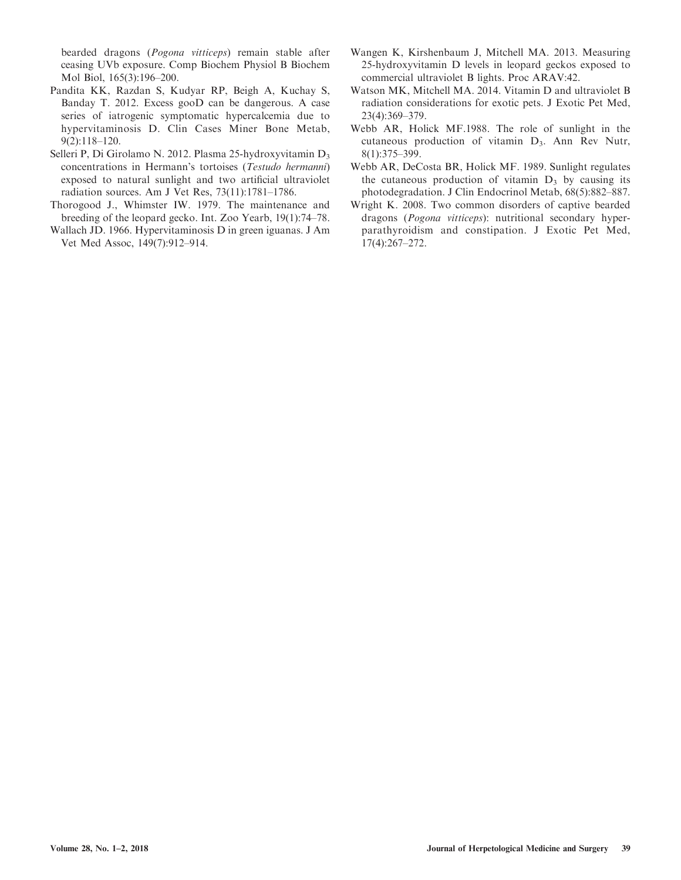bearded dragons (*Pogona vitticeps*) remain stable after ceasing UVb exposure. Comp Biochem Physiol B Biochem Mol Biol, 165(3):196–200.

Pandita KK, Razdan S, Kudyar RP, Beigh A, Kuchay S, Banday T. 2012. Excess gooD can be dangerous. A case series of iatrogenic symptomatic hypercalcemia due to hypervitaminosis D. Clin Cases Miner Bone Metab, 9(2):118–120.

Selleri P, Di Girolamo N. 2012. Plasma 25-hydroxyvitamin $D_3$ concentrations in Hermann's tortoises (*Testudo hermanni*) exposed to natural sunlight and two artificial ultraviolet radiation sources. Am J Vet Res, 73(11):1781–1786.

Thorogood J., Whimster IW. 1979. The maintenance and breeding of the leopard gecko. Int. Zoo Yearb, 19(1):74–78.

Wallach JD. 1966. Hypervitaminosis D in green iguanas. J Am Vet Med Assoc, 149(7):912–914.

Wangen K, Kirshenbaum J, Mitchell MA. 2013. Measuring 25-hydroxyvitamin D levels in leopard geckos exposed to commercial ultraviolet B lights. Proc ARAV:42.

Watson MK, Mitchell MA. 2014. Vitamin D and ultraviolet B radiation considerations for exotic pets. J Exotic Pet Med, 23(4):369–379.

Webb AR, Holick MF.1988. The role of sunlight in the cutaneous production of vitamin $D_3$. Ann Rev Nutr, 8(1):375–399.

Webb AR, DeCosta BR, Holick MF. 1989. Sunlight regulates the cutaneous production of vitamin $D_3$ by causing its photodegradation. J Clin Endocrinol Metab, 68(5):882–887.

Wright K. 2008. Two common disorders of captive bearded dragons (*Pogona vitticeps*): nutritional secondary hyperparathyroidism and constipation. J Exotic Pet Med, 17(4):267–272.